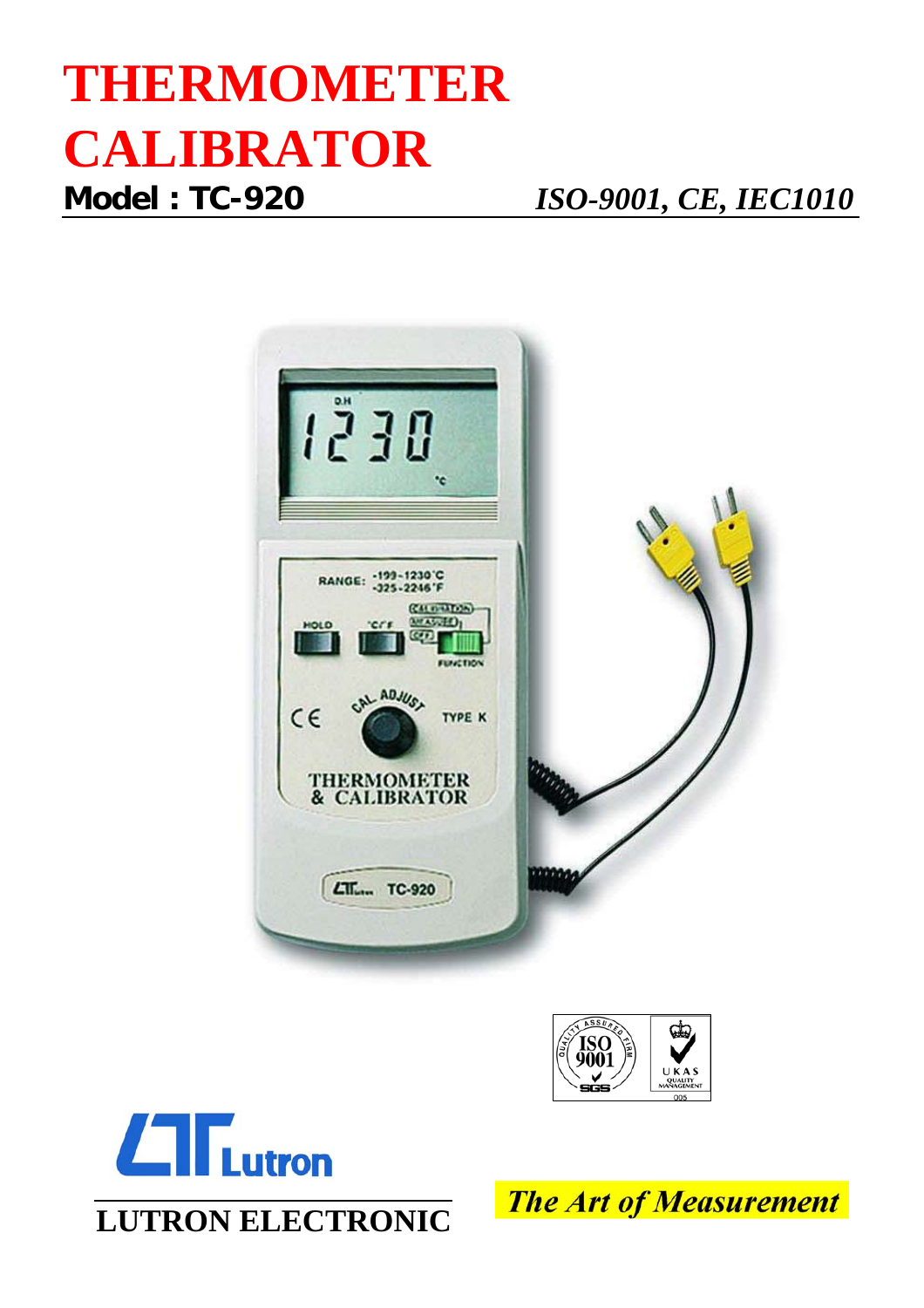# THERMOMETER CALIBRATOR

**Model : TC-920** *ISO-9001, CE, IEC1010*

**LUTRON ELECTRONIC**

*The Art of Measurement*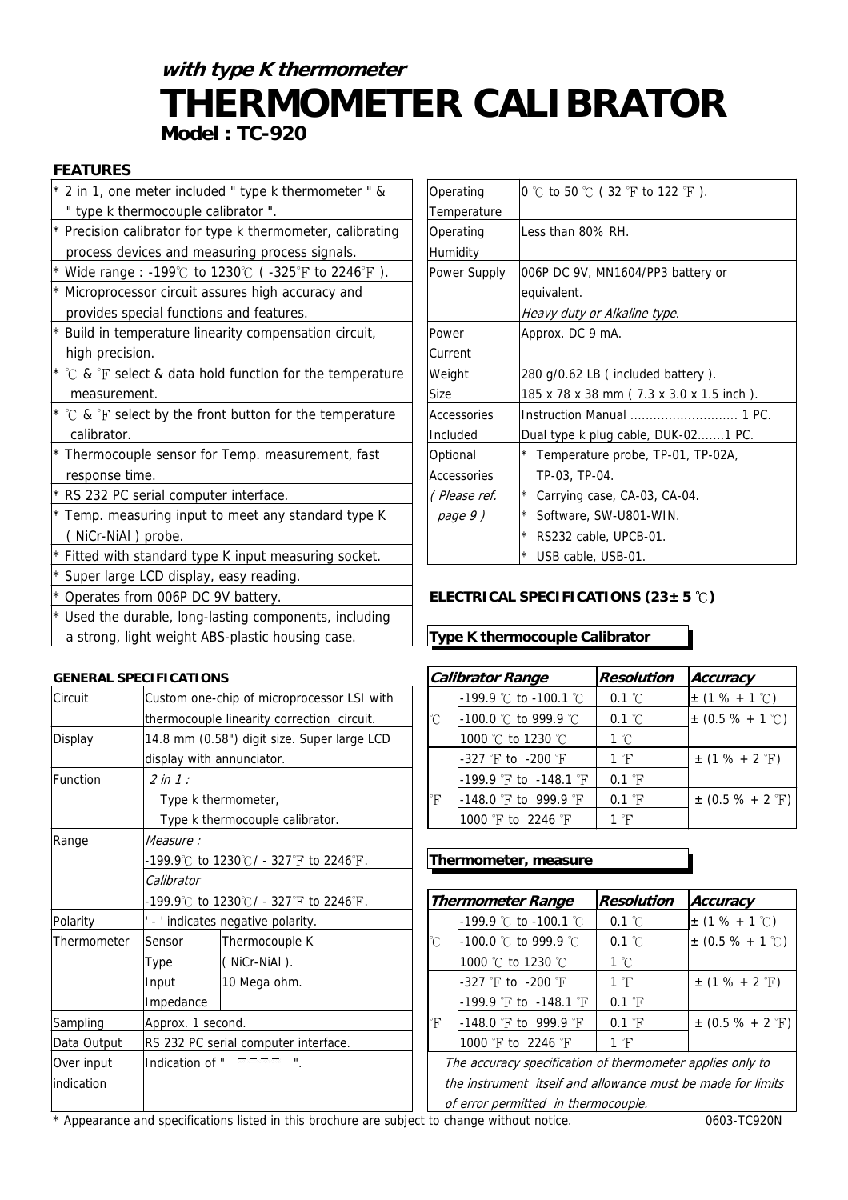***with type K thermometer***

# THERMOMETER CALIBRATOR

**Model : TC-920**

## FEATURES

| |
|---|
| * 2 in 1, one meter included " type k thermometer " & " type k thermocouple calibrator ". |
| * Precision calibrator for type k thermometer, calibrating process devices and measuring process signals. |
| * Wide range : -199℃ to 1230℃ ( -325℉ to 2246℉ ). |
| * Microprocessor circuit assures high accuracy and provides special functions and features. |
| * Build in temperature linearity compensation circuit, high precision. |
| * ℃ & ℉ select & data hold function for the temperature measurement. |
| * ℃ & ℉ select by the front button for the temperature calibrator. |
| * Thermocouple sensor for Temp. measurement, fast response time. |
| * RS 232 PC serial computer interface. |
| * Temp. measuring input to meet any standard type K ( NiCr-NiAl ) probe. |
| * Fitted with standard type K input measuring socket. |
| * Super large LCD display, easy reading. |
| * Operates from 006P DC 9V battery. |
| * Used the durable, long-lasting components, including a strong, light weight ABS-plastic housing case. |

### GENERAL SPECIFICATIONS

| | | |
|---|---|---|
| Circuit | Custom one-chip of microprocessor LSI with thermocouple linearity correction circuit. | |
| Display | 14.8 mm (0.58") digit size. Super large LCD display with annunciator. | |
| Function | *2 in 1 :* Type k thermometer, Type k thermocouple calibrator. | |
| Range | *Measure :* -199.9℃ to 1230℃/ - 327℉ to 2246℉. *Calibrator* -199.9℃ to 1230℃/ - 327℉ to 2246℉. | |
| Polarity | ' - ' indicates negative polarity. | |
| Thermometer | Sensor Type | Thermocouple K ( NiCr-NiAl ). |
| | Input Impedance | 10 Mega ohm. |
| Sampling | Approx. 1 second. | |
| Data Output | RS 232 PC serial computer interface. | |
| Over input indication | Indication of " ‾ ‾ ‾ ‾ ". | |

| | |
|---|---|
| Operating Temperature | 0 ℃ to 50 ℃ ( 32 ℉ to 122 ℉ ). |
| Operating Humidity | Less than 80% RH. |
| Power Supply | 006P DC 9V, MN1604/PP3 battery or equivalent. *Heavy duty or Alkaline type.* |
| Power Current | Approx. DC 9 mA. |
| Weight | 280 g/0.62 LB ( included battery ). |
| Size | 185 x 78 x 38 mm ( 7.3 x 3.0 x 1.5 inch ). |
| Accessories Included | Instruction Manual ............................ 1 PC. Dual type k plug cable, DUK-02.......1 PC. |
| Optional Accessories *( Please ref. page 9 )* | * Temperature probe, TP-01, TP-02A, TP-03, TP-04. * Carrying case, CA-03, CA-04. * Software, SW-U801-WIN. * RS232 cable, UPCB-01. * USB cable, USB-01. |

### ELECTRICAL SPECIFICATIONS (23± 5 ℃)

**Type K thermocouple Calibrator**

| *Calibrator Range* | | *Resolution* | *Accuracy* |
|---|---|---|---|
| ℃ | -199.9 ℃ to -100.1 ℃ | 0.1 ℃ | ± (1 % + 1 ℃) |
| | -100.0 ℃ to 999.9 ℃ | 0.1 ℃ | ± (0.5 % + 1 ℃) |
| | 1000 ℃ to 1230 ℃ | 1 ℃ | |
| ℉ | -327 ℉ to -200 ℉ | 1 ℉ | ± (1 % + 2 ℉) |
| | -199.9 ℉ to -148.1 ℉ | 0.1 ℉ | |
| | -148.0 ℉ to 999.9 ℉ | 0.1 ℉ | ± (0.5 % + 2 ℉) |
| | 1000 ℉ to 2246 ℉ | 1 ℉ | |

**Thermometer, measure**

| *Thermometer Range* | | *Resolution* | *Accuracy* |
|---|---|---|---|
| ℃ | -199.9 ℃ to -100.1 ℃ | 0.1 ℃ | ± (1 % + 1 ℃) |
| | -100.0 ℃ to 999.9 ℃ | 0.1 ℃ | ± (0.5 % + 1 ℃) |
| | 1000 ℃ to 1230 ℃ | 1 ℃ | |
| ℉ | -327 ℉ to -200 ℉ | 1 ℉ | ± (1 % + 2 ℉) |
| | -199.9 ℉ to -148.1 ℉ | 0.1 ℉ | |
| | -148.0 ℉ to 999.9 ℉ | 0.1 ℉ | ± (0.5 % + 2 ℉) |
| | 1000 ℉ to 2246 ℉ | 1 ℉ | |

*The accuracy specification of thermometer applies only to the instrument itself and allowance must be made for limits of error permitted in thermocouple.*

* Appearance and specifications listed in this brochure are subject to change without notice.

0603-TC920N